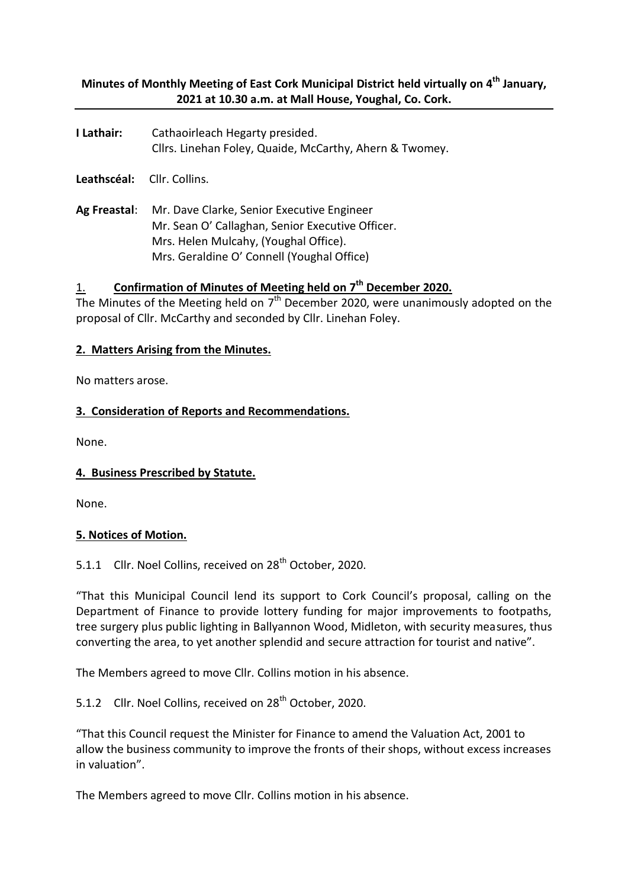**Minutes of Monthly Meeting of East Cork Municipal District held virtually on 4th January, 2021 at 10.30 a.m. at Mall House, Youghal, Co. Cork.**

**I Lathair:** Cathaoirleach Hegarty presided.
Cllrs. Linehan Foley, Quaide, McCarthy, Ahern & Twomey.

**Leathscéal:** Cllr. Collins.

**Ag Freastal**: Mr. Dave Clarke, Senior Executive Engineer
Mr. Sean O' Callaghan, Senior Executive Officer.
Mrs. Helen Mulcahy, (Youghal Office).
Mrs. Geraldine O' Connell (Youghal Office)

## 1. Confirmation of Minutes of Meeting held on 7th December 2020.

The Minutes of the Meeting held on 7th December 2020, were unanimously adopted on the proposal of Cllr. McCarthy and seconded by Cllr. Linehan Foley.

## 2. Matters Arising from the Minutes.

No matters arose.

## 3. Consideration of Reports and Recommendations.

None.

## 4. Business Prescribed by Statute.

None.

## 5. Notices of Motion.

5.1.1 Cllr. Noel Collins, received on 28th October, 2020.

"That this Municipal Council lend its support to Cork Council's proposal, calling on the Department of Finance to provide lottery funding for major improvements to footpaths, tree surgery plus public lighting in Ballyannon Wood, Midleton, with security measures, thus converting the area, to yet another splendid and secure attraction for tourist and native".

The Members agreed to move Cllr. Collins motion in his absence.

5.1.2 Cllr. Noel Collins, received on 28th October, 2020.

"That this Council request the Minister for Finance to amend the Valuation Act, 2001 to allow the business community to improve the fronts of their shops, without excess increases in valuation".

The Members agreed to move Cllr. Collins motion in his absence.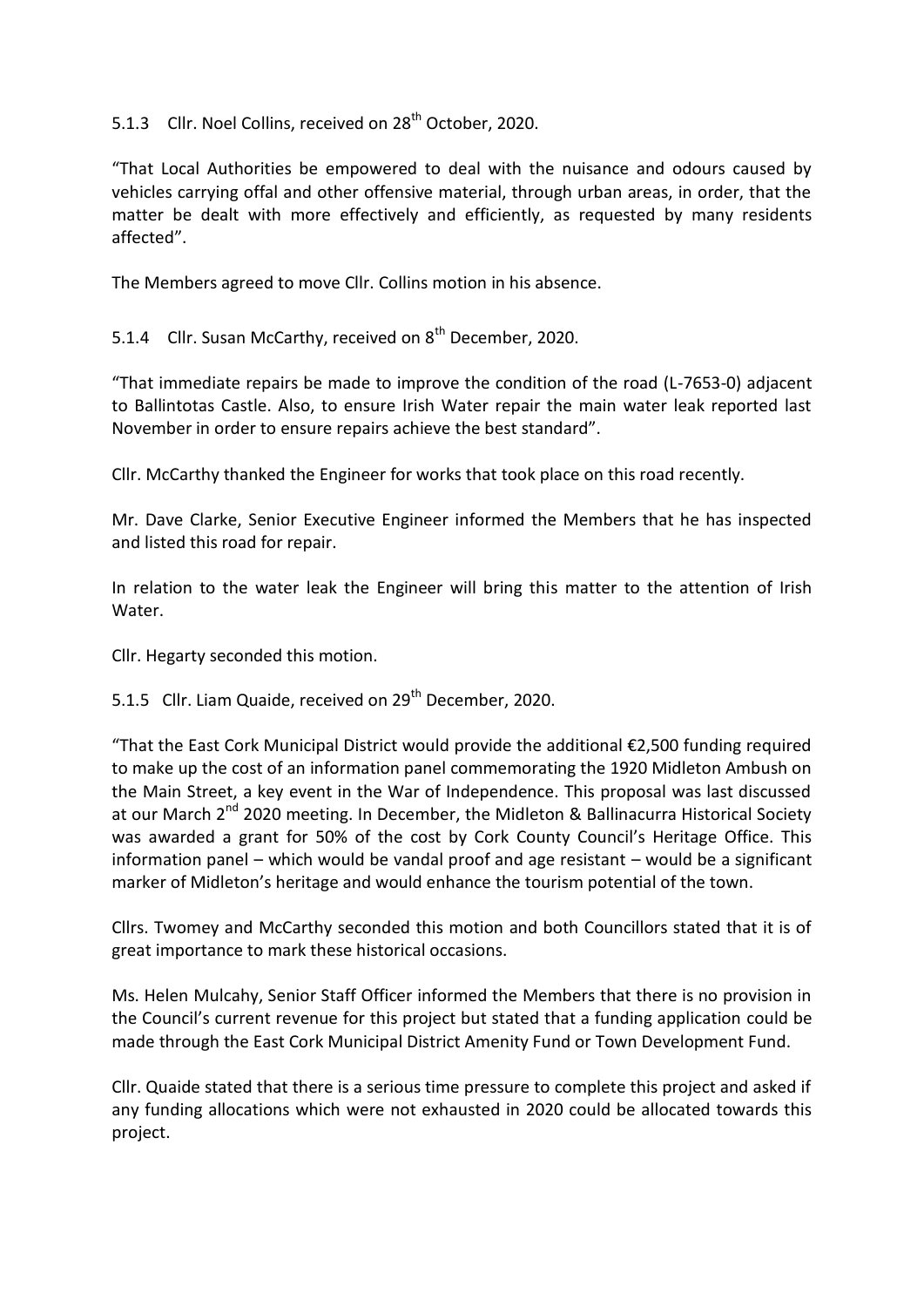5.1.3 Cllr. Noel Collins, received on 28th October, 2020.

"That Local Authorities be empowered to deal with the nuisance and odours caused by vehicles carrying offal and other offensive material, through urban areas, in order, that the matter be dealt with more effectively and efficiently, as requested by many residents affected".

The Members agreed to move Cllr. Collins motion in his absence.

5.1.4 Cllr. Susan McCarthy, received on 8th December, 2020.

"That immediate repairs be made to improve the condition of the road (L-7653-0) adjacent to Ballintotas Castle. Also, to ensure Irish Water repair the main water leak reported last November in order to ensure repairs achieve the best standard".

Cllr. McCarthy thanked the Engineer for works that took place on this road recently.

Mr. Dave Clarke, Senior Executive Engineer informed the Members that he has inspected and listed this road for repair.

In relation to the water leak the Engineer will bring this matter to the attention of Irish Water.

Cllr. Hegarty seconded this motion.

5.1.5 Cllr. Liam Quaide, received on 29th December, 2020.

"That the East Cork Municipal District would provide the additional €2,500 funding required to make up the cost of an information panel commemorating the 1920 Midleton Ambush on the Main Street, a key event in the War of Independence. This proposal was last discussed at our March 2nd 2020 meeting. In December, the Midleton & Ballinacurra Historical Society was awarded a grant for 50% of the cost by Cork County Council's Heritage Office. This information panel – which would be vandal proof and age resistant – would be a significant marker of Midleton's heritage and would enhance the tourism potential of the town.

Cllrs. Twomey and McCarthy seconded this motion and both Councillors stated that it is of great importance to mark these historical occasions.

Ms. Helen Mulcahy, Senior Staff Officer informed the Members that there is no provision in the Council's current revenue for this project but stated that a funding application could be made through the East Cork Municipal District Amenity Fund or Town Development Fund.

Cllr. Quaide stated that there is a serious time pressure to complete this project and asked if any funding allocations which were not exhausted in 2020 could be allocated towards this project.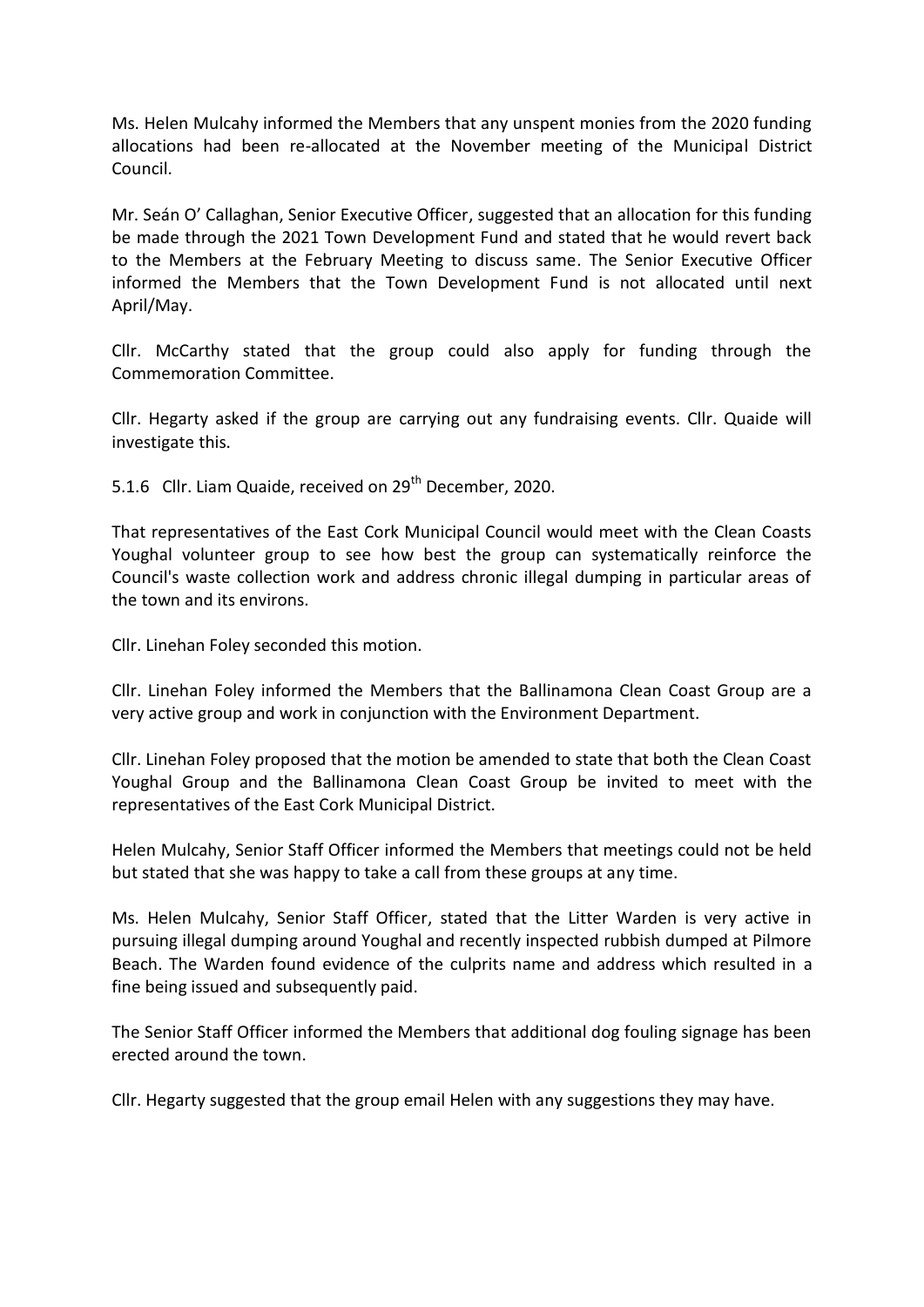Ms. Helen Mulcahy informed the Members that any unspent monies from the 2020 funding allocations had been re-allocated at the November meeting of the Municipal District Council.

Mr. Seán O' Callaghan, Senior Executive Officer, suggested that an allocation for this funding be made through the 2021 Town Development Fund and stated that he would revert back to the Members at the February Meeting to discuss same. The Senior Executive Officer informed the Members that the Town Development Fund is not allocated until next April/May.

Cllr. McCarthy stated that the group could also apply for funding through the Commemoration Committee.

Cllr. Hegarty asked if the group are carrying out any fundraising events. Cllr. Quaide will investigate this.

5.1.6 Cllr. Liam Quaide, received on 29th December, 2020.

That representatives of the East Cork Municipal Council would meet with the Clean Coasts Youghal volunteer group to see how best the group can systematically reinforce the Council's waste collection work and address chronic illegal dumping in particular areas of the town and its environs.

Cllr. Linehan Foley seconded this motion.

Cllr. Linehan Foley informed the Members that the Ballinamona Clean Coast Group are a very active group and work in conjunction with the Environment Department.

Cllr. Linehan Foley proposed that the motion be amended to state that both the Clean Coast Youghal Group and the Ballinamona Clean Coast Group be invited to meet with the representatives of the East Cork Municipal District.

Helen Mulcahy, Senior Staff Officer informed the Members that meetings could not be held but stated that she was happy to take a call from these groups at any time.

Ms. Helen Mulcahy, Senior Staff Officer, stated that the Litter Warden is very active in pursuing illegal dumping around Youghal and recently inspected rubbish dumped at Pilmore Beach. The Warden found evidence of the culprits name and address which resulted in a fine being issued and subsequently paid.

The Senior Staff Officer informed the Members that additional dog fouling signage has been erected around the town.

Cllr. Hegarty suggested that the group email Helen with any suggestions they may have.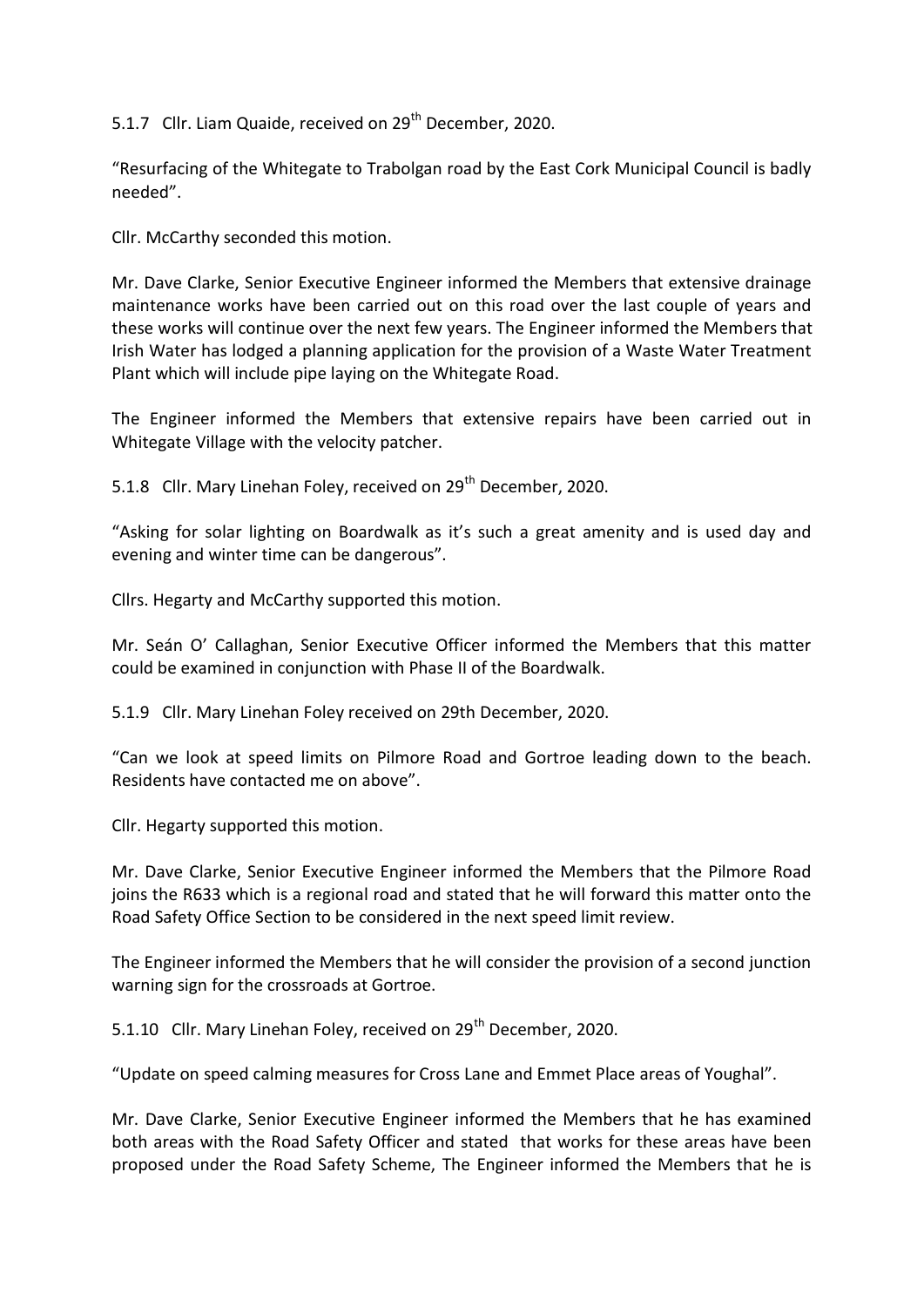5.1.7 Cllr. Liam Quaide, received on 29th December, 2020.

"Resurfacing of the Whitegate to Trabolgan road by the East Cork Municipal Council is badly needed".

Cllr. McCarthy seconded this motion.

Mr. Dave Clarke, Senior Executive Engineer informed the Members that extensive drainage maintenance works have been carried out on this road over the last couple of years and these works will continue over the next few years. The Engineer informed the Members that Irish Water has lodged a planning application for the provision of a Waste Water Treatment Plant which will include pipe laying on the Whitegate Road.

The Engineer informed the Members that extensive repairs have been carried out in Whitegate Village with the velocity patcher.

5.1.8 Cllr. Mary Linehan Foley, received on 29th December, 2020.

"Asking for solar lighting on Boardwalk as it's such a great amenity and is used day and evening and winter time can be dangerous".

Cllrs. Hegarty and McCarthy supported this motion.

Mr. Seán O' Callaghan, Senior Executive Officer informed the Members that this matter could be examined in conjunction with Phase II of the Boardwalk.

5.1.9 Cllr. Mary Linehan Foley received on 29th December, 2020.

"Can we look at speed limits on Pilmore Road and Gortroe leading down to the beach. Residents have contacted me on above".

Cllr. Hegarty supported this motion.

Mr. Dave Clarke, Senior Executive Engineer informed the Members that the Pilmore Road joins the R633 which is a regional road and stated that he will forward this matter onto the Road Safety Office Section to be considered in the next speed limit review.

The Engineer informed the Members that he will consider the provision of a second junction warning sign for the crossroads at Gortroe.

5.1.10 Cllr. Mary Linehan Foley, received on 29th December, 2020.

"Update on speed calming measures for Cross Lane and Emmet Place areas of Youghal".

Mr. Dave Clarke, Senior Executive Engineer informed the Members that he has examined both areas with the Road Safety Officer and stated that works for these areas have been proposed under the Road Safety Scheme, The Engineer informed the Members that he is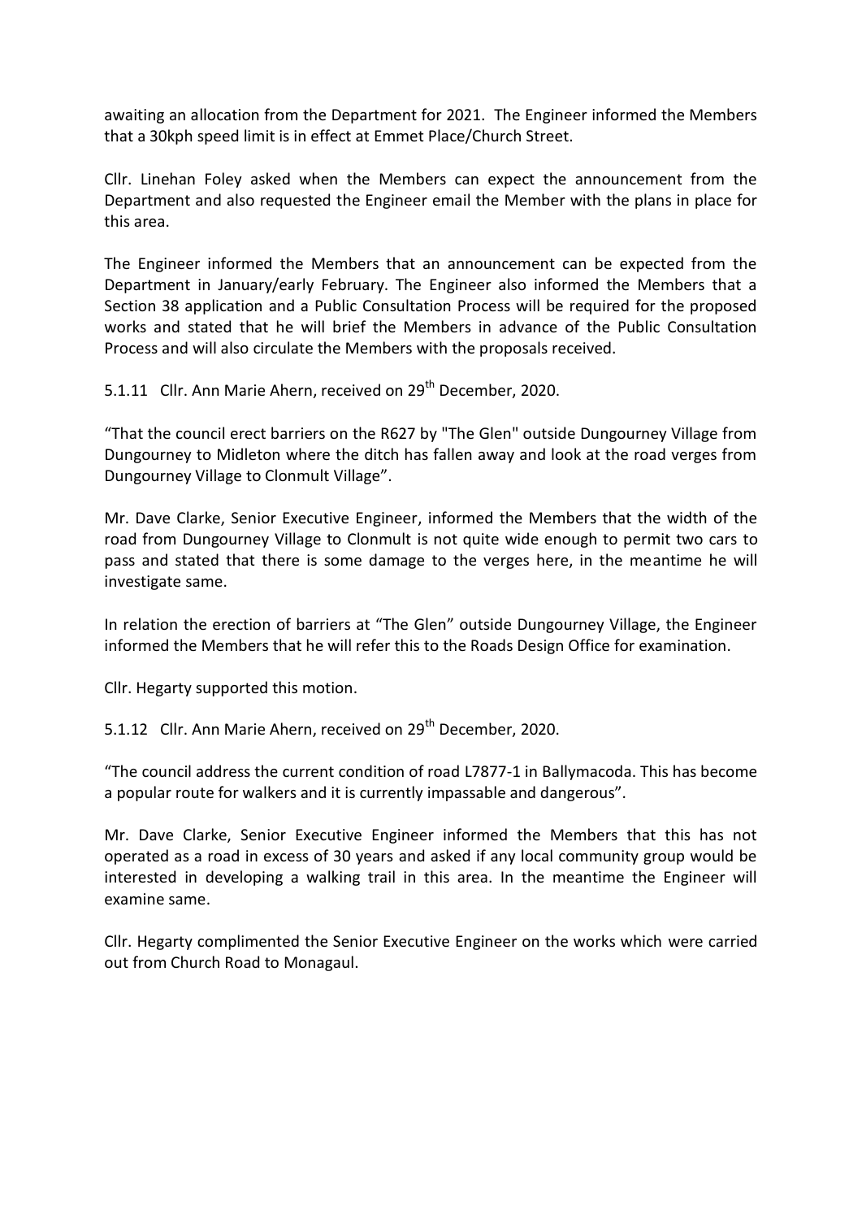awaiting an allocation from the Department for 2021. The Engineer informed the Members that a 30kph speed limit is in effect at Emmet Place/Church Street.

Cllr. Linehan Foley asked when the Members can expect the announcement from the Department and also requested the Engineer email the Member with the plans in place for this area.

The Engineer informed the Members that an announcement can be expected from the Department in January/early February. The Engineer also informed the Members that a Section 38 application and a Public Consultation Process will be required for the proposed works and stated that he will brief the Members in advance of the Public Consultation Process and will also circulate the Members with the proposals received.

5.1.11 Cllr. Ann Marie Ahern, received on 29th December, 2020.

"That the council erect barriers on the R627 by "The Glen" outside Dungourney Village from Dungourney to Midleton where the ditch has fallen away and look at the road verges from Dungourney Village to Clonmult Village".

Mr. Dave Clarke, Senior Executive Engineer, informed the Members that the width of the road from Dungourney Village to Clonmult is not quite wide enough to permit two cars to pass and stated that there is some damage to the verges here, in the meantime he will investigate same.

In relation the erection of barriers at "The Glen" outside Dungourney Village, the Engineer informed the Members that he will refer this to the Roads Design Office for examination.

Cllr. Hegarty supported this motion.

5.1.12 Cllr. Ann Marie Ahern, received on 29th December, 2020.

"The council address the current condition of road L7877-1 in Ballymacoda. This has become a popular route for walkers and it is currently impassable and dangerous".

Mr. Dave Clarke, Senior Executive Engineer informed the Members that this has not operated as a road in excess of 30 years and asked if any local community group would be interested in developing a walking trail in this area. In the meantime the Engineer will examine same.

Cllr. Hegarty complimented the Senior Executive Engineer on the works which were carried out from Church Road to Monagaul.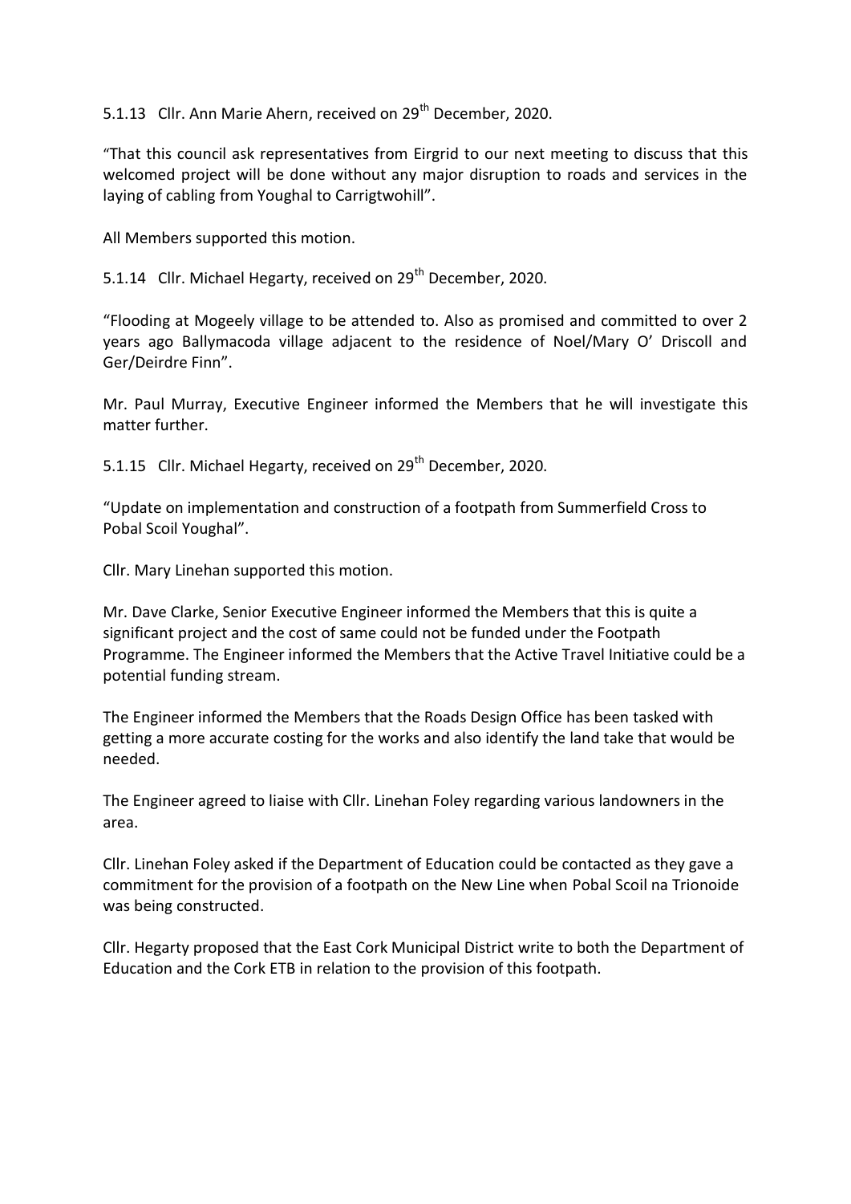5.1.13 Cllr. Ann Marie Ahern, received on 29th December, 2020.

"That this council ask representatives from Eirgrid to our next meeting to discuss that this welcomed project will be done without any major disruption to roads and services in the laying of cabling from Youghal to Carrigtwohill".

All Members supported this motion.

5.1.14 Cllr. Michael Hegarty, received on 29th December, 2020.

"Flooding at Mogeely village to be attended to. Also as promised and committed to over 2 years ago Ballymacoda village adjacent to the residence of Noel/Mary O' Driscoll and Ger/Deirdre Finn".

Mr. Paul Murray, Executive Engineer informed the Members that he will investigate this matter further.

5.1.15 Cllr. Michael Hegarty, received on 29th December, 2020.

"Update on implementation and construction of a footpath from Summerfield Cross to Pobal Scoil Youghal".

Cllr. Mary Linehan supported this motion.

Mr. Dave Clarke, Senior Executive Engineer informed the Members that this is quite a significant project and the cost of same could not be funded under the Footpath Programme. The Engineer informed the Members that the Active Travel Initiative could be a potential funding stream.

The Engineer informed the Members that the Roads Design Office has been tasked with getting a more accurate costing for the works and also identify the land take that would be needed.

The Engineer agreed to liaise with Cllr. Linehan Foley regarding various landowners in the area.

Cllr. Linehan Foley asked if the Department of Education could be contacted as they gave a commitment for the provision of a footpath on the New Line when Pobal Scoil na Trionoide was being constructed.

Cllr. Hegarty proposed that the East Cork Municipal District write to both the Department of Education and the Cork ETB in relation to the provision of this footpath.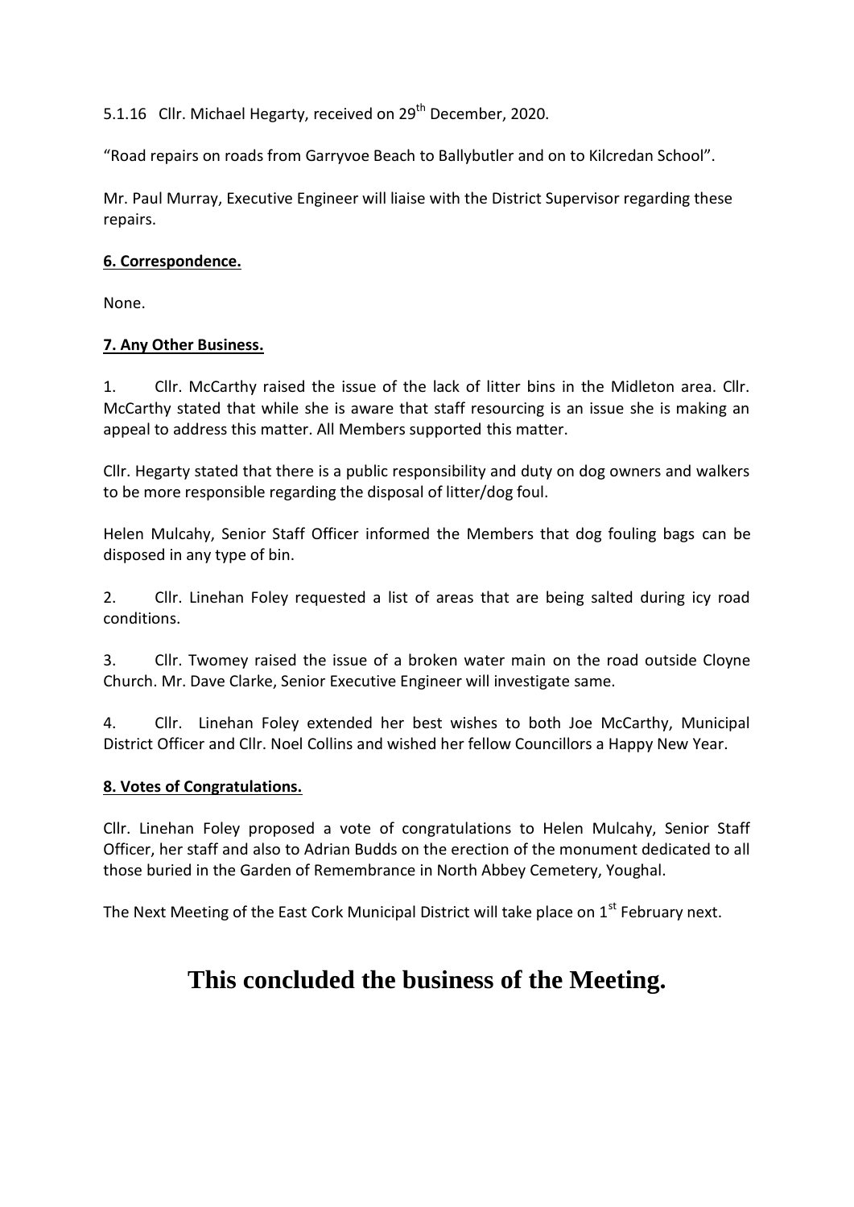5.1.16 Cllr. Michael Hegarty, received on 29th December, 2020.

"Road repairs on roads from Garryvoe Beach to Ballybutler and on to Kilcredan School".

Mr. Paul Murray, Executive Engineer will liaise with the District Supervisor regarding these repairs.

**6. Correspondence.**

None.

**7. Any Other Business.**

1. Cllr. McCarthy raised the issue of the lack of litter bins in the Midleton area. Cllr. McCarthy stated that while she is aware that staff resourcing is an issue she is making an appeal to address this matter. All Members supported this matter.

Cllr. Hegarty stated that there is a public responsibility and duty on dog owners and walkers to be more responsible regarding the disposal of litter/dog foul.

Helen Mulcahy, Senior Staff Officer informed the Members that dog fouling bags can be disposed in any type of bin.

2. Cllr. Linehan Foley requested a list of areas that are being salted during icy road conditions.

3. Cllr. Twomey raised the issue of a broken water main on the road outside Cloyne Church. Mr. Dave Clarke, Senior Executive Engineer will investigate same.

4. Cllr. Linehan Foley extended her best wishes to both Joe McCarthy, Municipal District Officer and Cllr. Noel Collins and wished her fellow Councillors a Happy New Year.

**8. Votes of Congratulations.**

Cllr. Linehan Foley proposed a vote of congratulations to Helen Mulcahy, Senior Staff Officer, her staff and also to Adrian Budds on the erection of the monument dedicated to all those buried in the Garden of Remembrance in North Abbey Cemetery, Youghal.

The Next Meeting of the East Cork Municipal District will take place on 1st February next.

# This concluded the business of the Meeting.